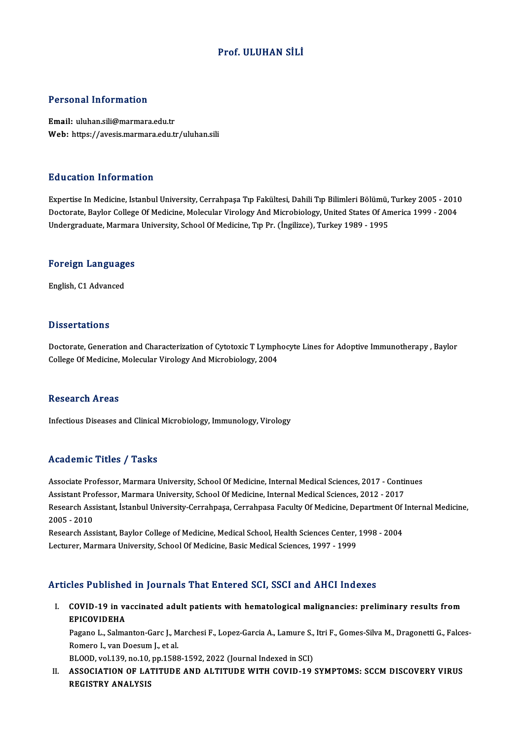# Prof. ULUHAN SİLİ

## Personal Information

**Email:** uluhan.sili@marmara.edu.tr
**Web:** https://avesis.marmara.edu.tr/uluhan.sili

## Education Information

Expertise In Medicine, Istanbul University, Cerrahpaşa Tıp Fakültesi, Dahili Tıp Bilimleri Bölümü, Turkey 2005 - 2010
Doctorate, Baylor College Of Medicine, Molecular Virology And Microbiology, United States Of America 1999 - 2004
Undergraduate, Marmara University, School Of Medicine, Tıp Pr. (İngilizce), Turkey 1989 - 1995

## Foreign Languages

English, C1 Advanced

## Dissertations

Doctorate, Generation and Characterization of Cytotoxic T Lymphocyte Lines for Adoptive Immunotherapy , Baylor College Of Medicine, Molecular Virology And Microbiology, 2004

## Research Areas

Infectious Diseases and Clinical Microbiology, Immunology, Virology

## Academic Titles / Tasks

Associate Professor, Marmara University, School Of Medicine, Internal Medical Sciences, 2017 - Continues
Assistant Professor, Marmara University, School Of Medicine, Internal Medical Sciences, 2012 - 2017
Research Assistant, İstanbul University-Cerrahpaşa, Cerrahpasa Faculty Of Medicine, Department Of Internal Medicine, 2005 - 2010
Research Assistant, Baylor College of Medicine, Medical School, Health Sciences Center, 1998 - 2004
Lecturer, Marmara University, School Of Medicine, Basic Medical Sciences, 1997 - 1999

## Articles Published in Journals That Entered SCI, SSCI and AHCI Indexes

I. **COVID-19 in vaccinated adult patients with hematological malignancies: preliminary results from EPICOVIDEHA**
Pagano L., Salmanton-Garc J., Marchesi F., Lopez-Garcia A., Lamure S., Itri F., Gomes-Silva M., Dragonetti G., Falces-Romero I., van Doesum J., et al.
BLOOD, vol.139, no.10, pp.1588-1592, 2022 (Journal Indexed in SCI)

II. **ASSOCIATION OF LATITUDE AND ALTITUDE WITH COVID-19 SYMPTOMS: SCCM DISCOVERY VIRUS REGISTRY ANALYSIS**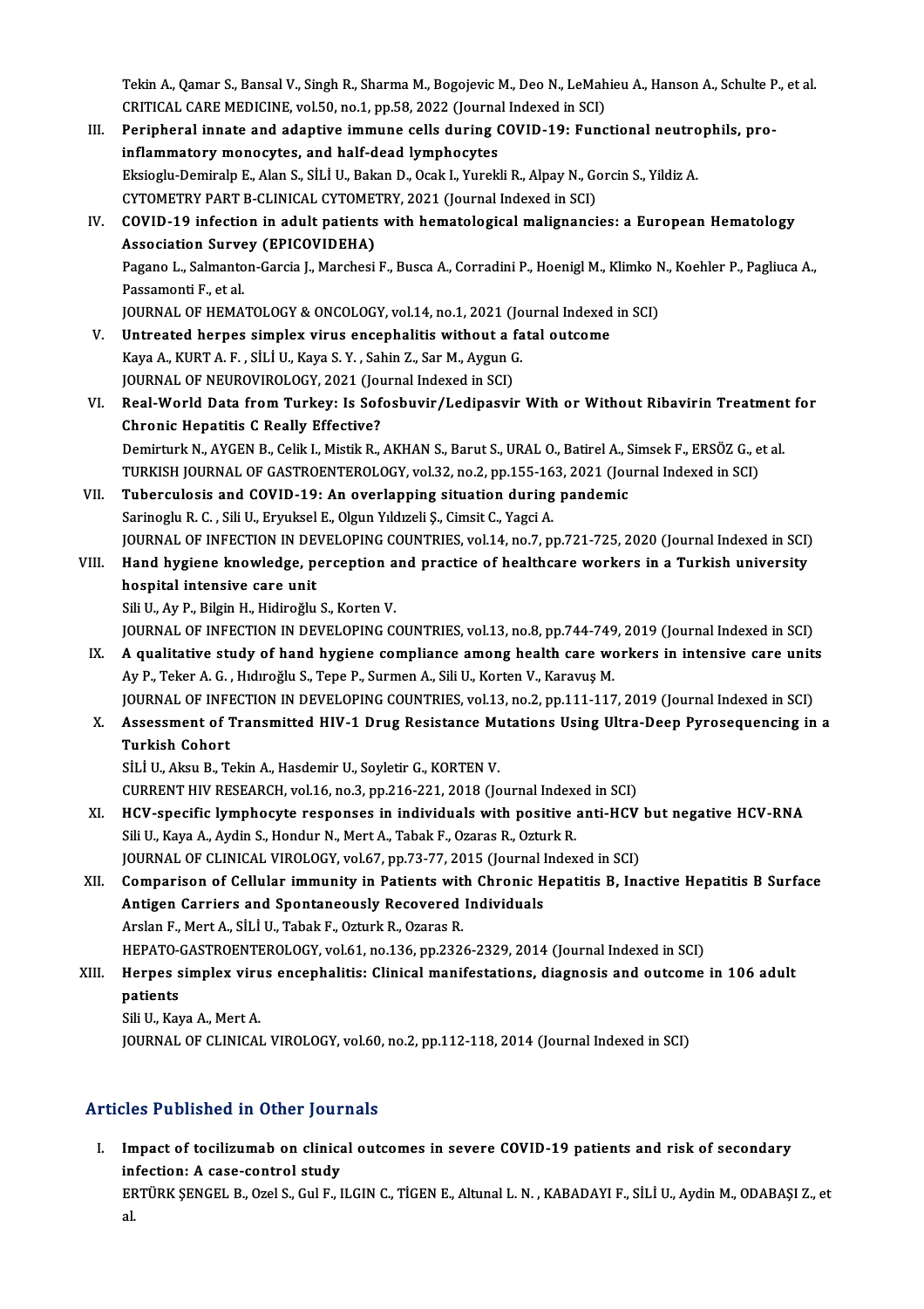Tekin A., Qamar S., Bansal V., Singh R., Sharma M., Bogojevic M., Deo N., LeMahieu A., Hanson A., Schulte P., et al.
CRITICAL CARE MEDICINE, vol.50, no.1, pp.58, 2022 (Journal Indexed in SCI)

III. **Peripheral innate and adaptive immune cells during COVID-19: Functional neutrophils, pro-inflammatory monocytes, and half-dead lymphocytes**
Eksioglu-Demiralp E., Alan S., SİLİ U., Bakan D., Ocak I., Yurekli R., Alpay N., Gorcin S., Yildiz A.
CYTOMETRY PART B-CLINICAL CYTOMETRY, 2021 (Journal Indexed in SCI)

IV. **COVID-19 infection in adult patients with hematological malignancies: a European Hematology Association Survey (EPICOVIDEHA)**
Pagano L., Salmanton-Garcia J., Marchesi F., Busca A., Corradini P., Hoenigl M., Klimko N., Koehler P., Pagliuca A., Passamonti F., et al.
JOURNAL OF HEMATOLOGY & ONCOLOGY, vol.14, no.1, 2021 (Journal Indexed in SCI)

V. **Untreated herpes simplex virus encephalitis without a fatal outcome**
Kaya A., KURT A. F. , SİLİ U., Kaya S. Y. , Sahin Z., Sar M., Aygun G.
JOURNAL OF NEUROVIROLOGY, 2021 (Journal Indexed in SCI)

VI. **Real-World Data from Turkey: Is Sofosbuvir/Ledipasvir With or Without Ribavirin Treatment for Chronic Hepatitis C Really Effective?**
Demirturk N., AYGEN B., Celik I., Mistik R., AKHAN S., Barut S., URAL O., Batirel A., Simsek F., ERSÖZ G., et al.
TURKISH JOURNAL OF GASTROENTEROLOGY, vol.32, no.2, pp.155-163, 2021 (Journal Indexed in SCI)

VII. **Tuberculosis and COVID-19: An overlapping situation during pandemic**
Sarinoglu R. C. , Sili U., Eryuksel E., Olgun Yıldızeli Ş., Cimsit C., Yagci A.
JOURNAL OF INFECTION IN DEVELOPING COUNTRIES, vol.14, no.7, pp.721-725, 2020 (Journal Indexed in SCI)

VIII. **Hand hygiene knowledge, perception and practice of healthcare workers in a Turkish university hospital intensive care unit**
Sili U., Ay P., Bilgin H., Hidiroğlu S., Korten V.
JOURNAL OF INFECTION IN DEVELOPING COUNTRIES, vol.13, no.8, pp.744-749, 2019 (Journal Indexed in SCI)

IX. **A qualitative study of hand hygiene compliance among health care workers in intensive care units**
Ay P., Teker A. G. , Hıdıroğlu S., Tepe P., Surmen A., Sili U., Korten V., Karavuş M.
JOURNAL OF INFECTION IN DEVELOPING COUNTRIES, vol.13, no.2, pp.111-117, 2019 (Journal Indexed in SCI)

X. **Assessment of Transmitted HIV-1 Drug Resistance Mutations Using Ultra-Deep Pyrosequencing in a Turkish Cohort**
SİLİ U., Aksu B., Tekin A., Hasdemir U., Soyletir G., KORTEN V.
CURRENT HIV RESEARCH, vol.16, no.3, pp.216-221, 2018 (Journal Indexed in SCI)

XI. **HCV-specific lymphocyte responses in individuals with positive anti-HCV but negative HCV-RNA**
Sili U., Kaya A., Aydin S., Hondur N., Mert A., Tabak F., Ozaras R., Ozturk R.
JOURNAL OF CLINICAL VIROLOGY, vol.67, pp.73-77, 2015 (Journal Indexed in SCI)

XII. **Comparison of Cellular immunity in Patients with Chronic Hepatitis B, Inactive Hepatitis B Surface Antigen Carriers and Spontaneously Recovered Individuals**
Arslan F., Mert A., SİLİ U., Tabak F., Ozturk R., Ozaras R.
HEPATO-GASTROENTEROLOGY, vol.61, no.136, pp.2326-2329, 2014 (Journal Indexed in SCI)

XIII. **Herpes simplex virus encephalitis: Clinical manifestations, diagnosis and outcome in 106 adult patients**
Sili U., Kaya A., Mert A.
JOURNAL OF CLINICAL VIROLOGY, vol.60, no.2, pp.112-118, 2014 (Journal Indexed in SCI)

## Articles Published in Other Journals

I. **Impact of tocilizumab on clinical outcomes in severe COVID-19 patients and risk of secondary infection: A case-control study**
ERTÜRK ŞENGEL B., Ozel S., Gul F., ILGIN C., TİGEN E., Altunal L. N. , KABADAYI F., SİLİ U., Aydin M., ODABAŞI Z., et al.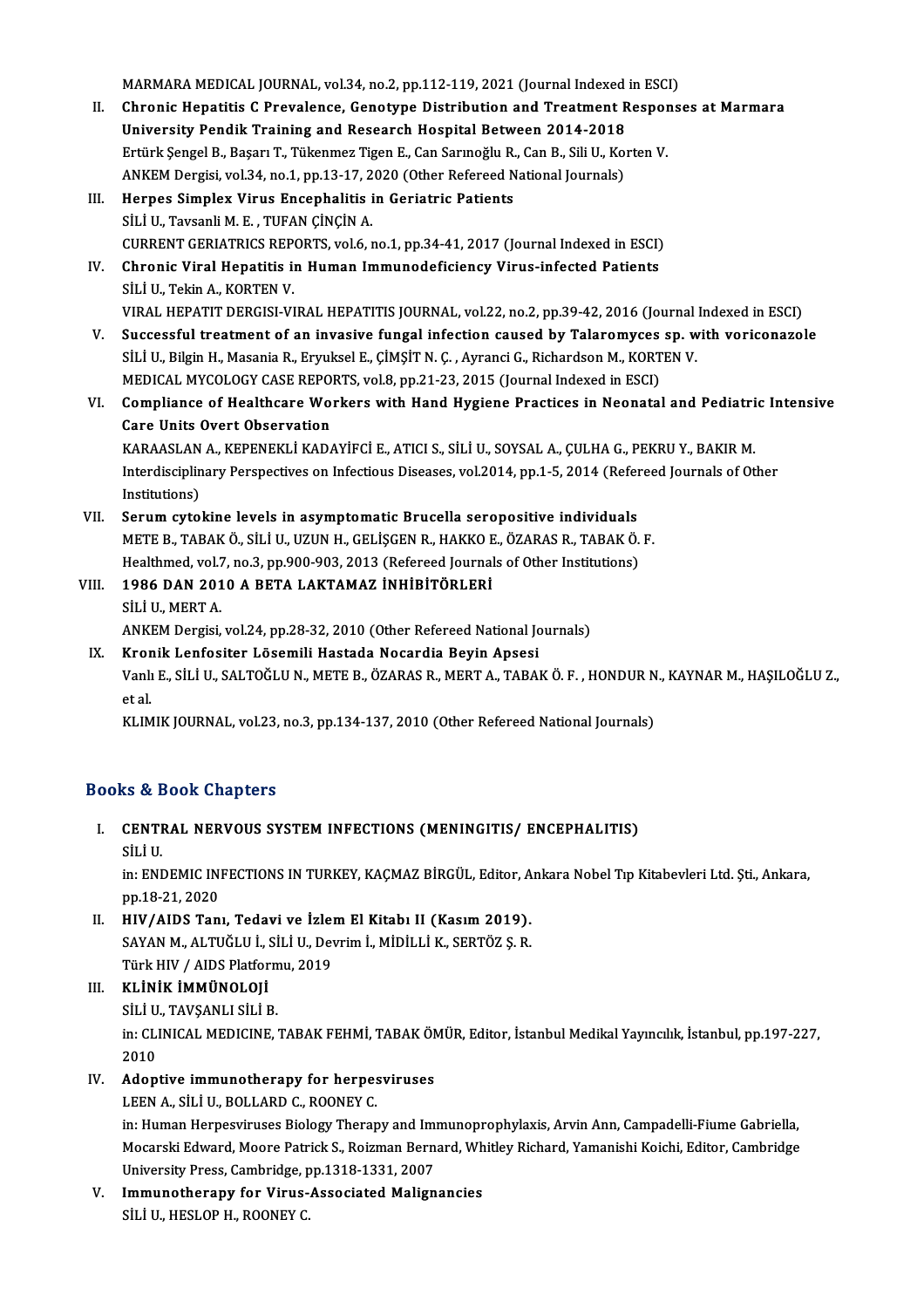MARMARA MEDICAL JOURNAL, vol.34, no.2, pp.112-119, 2021 (Journal Indexed in ESCI)

II. **Chronic Hepatitis C Prevalence, Genotype Distribution and Treatment Responses at Marmara University Pendik Training and Research Hospital Between 2014-2018**
Ertürk Şengel B., Başarı T., Tükenmez Tigen E., Can Sarınoğlu R., Can B., Sili U., Korten V.
ANKEM Dergisi, vol.34, no.1, pp.13-17, 2020 (Other Refereed National Journals)

III. **Herpes Simplex Virus Encephalitis in Geriatric Patients**
SİLİ U., Tavsanli M. E. , TUFAN ÇİNÇİN A.
CURRENT GERIATRICS REPORTS, vol.6, no.1, pp.34-41, 2017 (Journal Indexed in ESCI)

IV. **Chronic Viral Hepatitis in Human Immunodeficiency Virus-infected Patients**
SİLİ U., Tekin A., KORTEN V.
VIRAL HEPATIT DERGISI-VIRAL HEPATITIS JOURNAL, vol.22, no.2, pp.39-42, 2016 (Journal Indexed in ESCI)

V. **Successful treatment of an invasive fungal infection caused by Talaromyces sp. with voriconazole**
SİLİ U., Bilgin H., Masania R., Eryuksel E., ÇİMŞİT N. Ç. , Ayranci G., Richardson M., KORTEN V.
MEDICAL MYCOLOGY CASE REPORTS, vol.8, pp.21-23, 2015 (Journal Indexed in ESCI)

VI. **Compliance of Healthcare Workers with Hand Hygiene Practices in Neonatal and Pediatric Intensive Care Units Overt Observation**
KARAASLAN A., KEPENEKLİ KADAYİFCİ E., ATICI S., SİLİ U., SOYSAL A., ÇULHA G., PEKRU Y., BAKIR M.
Interdisciplinary Perspectives on Infectious Diseases, vol.2014, pp.1-5, 2014 (Refereed Journals of Other Institutions)

VII. **Serum cytokine levels in asymptomatic Brucella seropositive individuals**
METE B., TABAK Ö., SİLİ U., UZUN H., GELİŞGEN R., HAKKO E., ÖZARAS R., TABAK Ö. F.
Healthmed, vol.7, no.3, pp.900-903, 2013 (Refereed Journals of Other Institutions)

VIII. **1986 DAN 2010 A BETA LAKTAMAZ İNHİBİTÖRLERİ**
SİLİ U., MERT A.
ANKEM Dergisi, vol.24, pp.28-32, 2010 (Other Refereed National Journals)

IX. **Kronik Lenfositer Lösemili Hastada Nocardia Beyin Apsesi**
Vanlı E., SİLİ U., SALTOĞLU N., METE B., ÖZARAS R., MERT A., TABAK Ö. F. , HONDUR N., KAYNAR M., HAŞILOĞLU Z., et al.
KLIMIK JOURNAL, vol.23, no.3, pp.134-137, 2010 (Other Refereed National Journals)

## Books & Book Chapters

I. **CENTRAL NERVOUS SYSTEM INFECTIONS (MENINGITIS/ ENCEPHALITIS)**
SİLİ U.
in: ENDEMIC INFECTIONS IN TURKEY, KAÇMAZ BİRGÜL, Editor, Ankara Nobel Tıp Kitabevleri Ltd. Şti., Ankara, pp.18-21, 2020

II. **HIV/AIDS Tanı, Tedavi ve İzlem El Kitabı II (Kasım 2019).**
SAYAN M., ALTUĞLU İ., SİLİ U., Devrim İ., MİDİLLİ K., SERTÖZ Ş. R.
Türk HIV / AIDS Platformu, 2019

III. **KLİNİK İMMÜNOLOJİ**
SİLİ U., TAVŞANLI SİLİ B.
in: CLINICAL MEDICINE, TABAK FEHMİ, TABAK ÖMÜR, Editor, İstanbul Medikal Yayıncılık, İstanbul, pp.197-227, 2010

IV. **Adoptive immunotherapy for herpesviruses**
LEEN A., SİLİ U., BOLLARD C., ROONEY C.
in: Human Herpesviruses Biology Therapy and Immunoprophylaxis, Arvin Ann, Campadelli-Fiume Gabriella, Mocarski Edward, Moore Patrick S., Roizman Bernard, Whitley Richard, Yamanishi Koichi, Editor, Cambridge University Press, Cambridge, pp.1318-1331, 2007

V. **Immunotherapy for Virus-Associated Malignancies**
SİLİ U., HESLOP H., ROONEY C.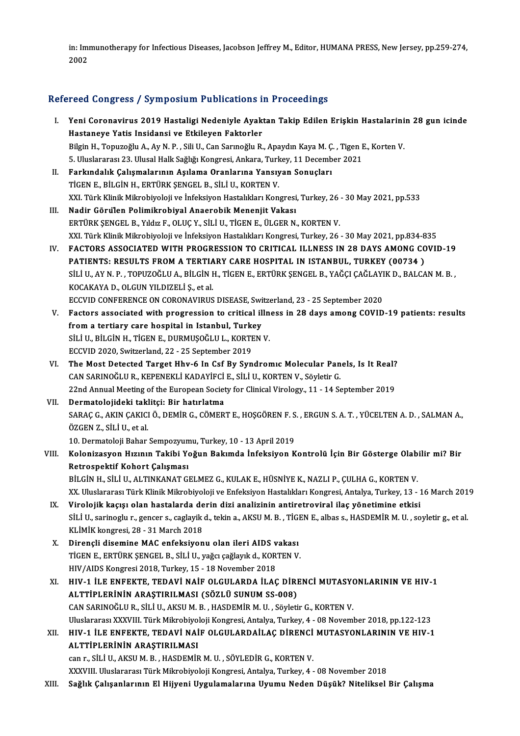in: Immunotherapy for Infectious Diseases, Jacobson Jeffrey M., Editor, HUMANA PRESS, New Jersey, pp.259-274, 2002

## Refereed Congress / Symposium Publications in Proceedings

I. **Yeni Coronavirus 2019 Hastaligi Nedeniyle Ayaktan Takip Edilen Erişkin Hastalarinin 28 gun icinde Hastaneye Yatis Insidansi ve Etkileyen Faktorler**
Bilgin H., Topuzoğlu A., Ay N. P. , Sili U., Can Sarınoğlu R., Apaydın Kaya M. Ç. , Tigen E., Korten V.
5. Uluslararası 23. Ulusal Halk Sağlığı Kongresi, Ankara, Turkey, 11 December 2021

II. **Farkındalık Çalışmalarının Aşılama Oranlarına Yansıyan Sonuçları**
TİGEN E., BİLGİN H., ERTÜRK ŞENGEL B., SİLİ U., KORTEN V.
XXI. Türk Klinik Mikrobiyoloji ve İnfeksiyon Hastalıkları Kongresi, Turkey, 26 - 30 May 2021, pp.533

III. **Nadir Görülen Polimikrobiyal Anaerobik Menenjit Vakası**
ERTÜRK ŞENGEL B., Yıldız F., OLUÇ Y., SİLİ U., TİGEN E., ÜLGER N., KORTEN V.
XXI. Türk Klinik Mikrobiyoloji ve İnfeksiyon Hastalıkları Kongresi, Turkey, 26 - 30 May 2021, pp.834-835

IV. **FACTORS ASSOCIATED WITH PROGRESSION TO CRITICAL ILLNESS IN 28 DAYS AMONG COVID-19 PATIENTS: RESULTS FROM A TERTIARY CARE HOSPITAL IN ISTANBUL, TURKEY (00734 )**
SİLİ U., AY N. P. , TOPUZOĞLU A., BİLGİN H., TİGEN E., ERTÜRK ŞENGEL B., YAĞÇI ÇAĞLAYIK D., BALCAN M. B. , KOCAKAYA D., OLGUN YILDIZELİ Ş., et al.
ECCVID CONFERENCE ON CORONAVIRUS DISEASE, Switzerland, 23 - 25 September 2020

V. **Factors associated with progression to critical illness in 28 days among COVID-19 patients: results from a tertiary care hospital in Istanbul, Turkey**
SİLİ U., BİLGİN H., TİGEN E., DURMUŞOĞLU L., KORTEN V.
ECCVID 2020, Switzerland, 22 - 25 September 2019

VI. **The Most Detected Target Hhv-6 In Csf By Syndromıc Molecular Panels, Is It Real?**
CAN SARINOĞLU R., KEPENEKLİ KADAYİFCİ E., SİLİ U., KORTEN V., Söyletir G.
22nd Annual Meeting of the European Society for Clinical Virology., 11 - 14 September 2019

VII. **Dermatolojideki taklitçi: Bir hatırlatma**
SARAÇ G., AKIN ÇAKICI Ö., DEMİR G., CÖMERT E., HOŞGÖREN F. S. , ERGUN S. A. T. , YÜCELTEN A. D. , SALMAN A., ÖZGEN Z., SİLİ U., et al.
10. Dermatoloji Bahar Sempozyumu, Turkey, 10 - 13 April 2019

VIII. **Kolonizasyon Hızının Takibi Yoğun Bakımda İnfeksiyon Kontrolü İçin Bir Gösterge Olabilir mi? Bir Retrospektif Kohort Çalışması**
BİLGİN H., SİLİ U., ALTINKANAT GELMEZ G., KULAK E., HÜSNİYE K., NAZLI P., ÇULHA G., KORTEN V.
XX. Uluslararası Türk Klinik Mikrobiyoloji ve Enfeksiyon Hastalıkları Kongresi, Antalya, Turkey, 13 - 16 March 2019

IX. **Virolojik kaçışı olan hastalarda derin dizi analizinin antiretroviral ilaç yönetimine etkisi**
SİLİ U., sarinoglu r., gencer s., caglayik d., tekin a., AKSU M. B. , TİGEN E., albas s., HASDEMİR M. U. , soyletir g., et al.
KLİMİK kongresi, 28 - 31 March 2018

X. **Dirençli disemine MAC enfeksiyonu olan ileri AIDS vakası**
TİGEN E., ERTÜRK ŞENGEL B., SİLİ U., yağcı çağlayık d., KORTEN V.
HIV/AIDS Kongresi 2018, Turkey, 15 - 18 November 2018

XI. **HIV-1 İLE ENFEKTE, TEDAVİ NAİF OLGULARDA İLAÇ DİRENCİ MUTASYONLARININ VE HIV-1 ALTTİPLERİNİN ARAŞTIRILMASI (SÖZLÜ SUNUM SS-008)**
CAN SARINOĞLU R., SİLİ U., AKSU M. B. , HASDEMİR M. U. , Söyletir G., KORTEN V.
Uluslararası XXXVIII. Türk Mikrobiyoloji Kongresi, Antalya, Turkey, 4 - 08 November 2018, pp.122-123

XII. **HIV-1 İLE ENFEKTE, TEDAVİ NAİF OLGULARDAİLAÇ DİRENCİ MUTASYONLARININ VE HIV-1 ALTTİPLERİNİN ARAŞTIRILMASI**
can r., SİLİ U., AKSU M. B. , HASDEMİR M. U. , SÖYLEDİR G., KORTEN V.
XXXVIII. Uluslararası Türk Mikrobiyoloji Kongresi, Antalya, Turkey, 4 - 08 November 2018

XIII. **Sağlık Çalışanlarının El Hijyeni Uygulamalarına Uyumu Neden Düşük? Niteliksel Bir Çalışma**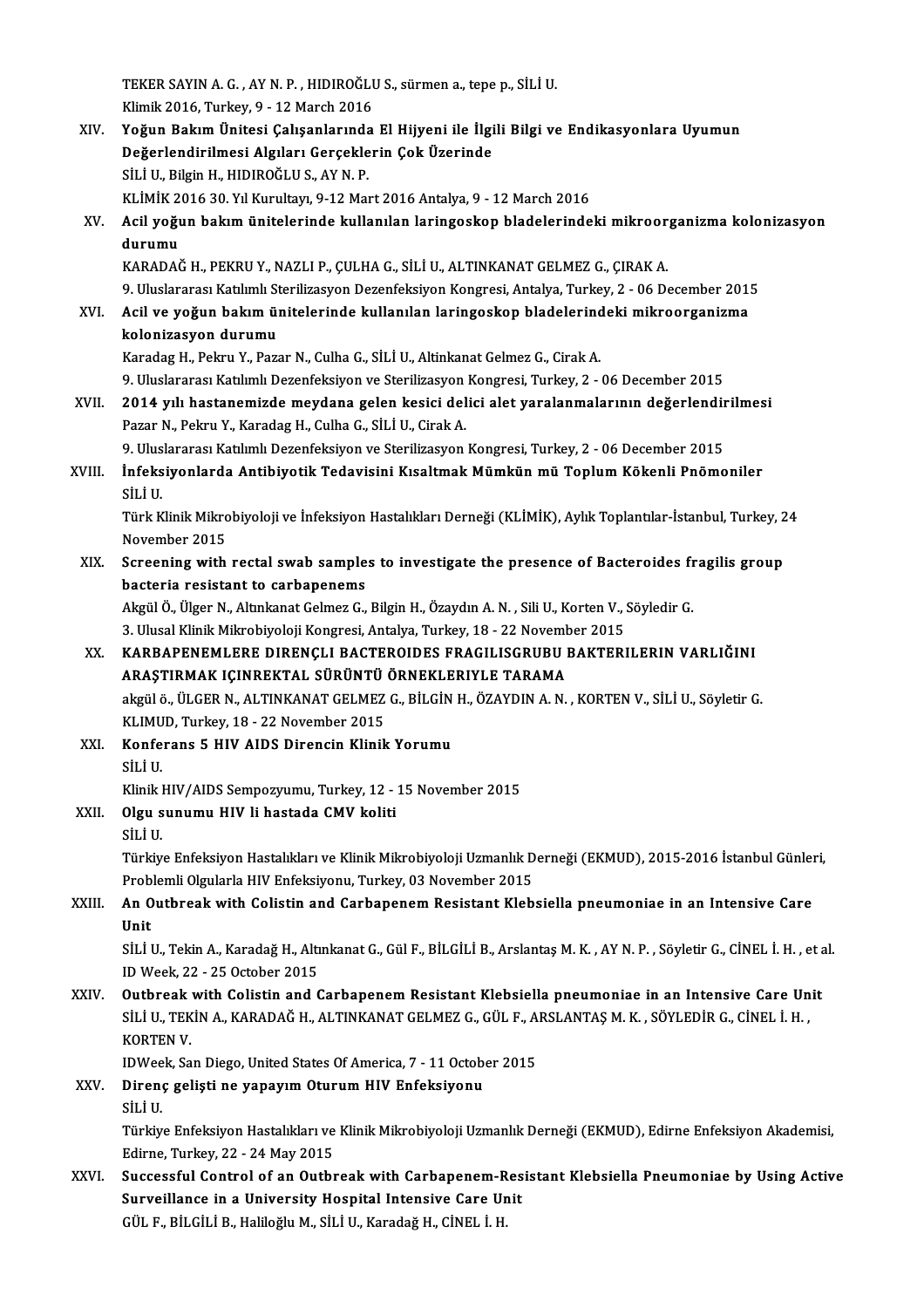TEKER SAYIN A. G. , AY N. P. , HIDIROĞLU S., sürmen a., tepe p., SİLİ U.
Klimik 2016, Turkey, 9 - 12 March 2016

XIV. **Yoğun Bakım Ünitesi Çalışanlarında El Hijyeni ile İlgili Bilgi ve Endikasyonlara Uyumun Değerlendirilmesi Algıları Gerçeklerin Çok Üzerinde**
SİLİ U., Bilgin H., HIDIROĞLU S., AY N. P.
KLİMİK 2016 30. Yıl Kurultayı, 9-12 Mart 2016 Antalya, 9 - 12 March 2016

XV. **Acil yoğun bakım ünitelerinde kullanılan laringoskop bladelerindeki mikroorganizma kolonizasyon durumu**
KARADAĞ H., PEKRU Y., NAZLI P., ÇULHA G., SİLİ U., ALTINKANAT GELMEZ G., ÇIRAK A.
9. Uluslararası Katılımlı Sterilizasyon Dezenfeksiyon Kongresi, Antalya, Turkey, 2 - 06 December 2015

XVI. **Acil ve yoğun bakım ünitelerinde kullanılan laringoskop bladelerindeki mikroorganizma kolonizasyon durumu**
Karadag H., Pekru Y., Pazar N., Culha G., SİLİ U., Altinkanat Gelmez G., Cirak A.
9. Uluslararası Katılımlı Dezenfeksiyon ve Sterilizasyon Kongresi, Turkey, 2 - 06 December 2015

XVII. **2014 yılı hastanemizde meydana gelen kesici delici alet yaralanmalarının değerlendirilmesi**
Pazar N., Pekru Y., Karadag H., Culha G., SİLİ U., Cirak A.
9. Uluslararası Katılımlı Dezenfeksiyon ve Sterilizasyon Kongresi, Turkey, 2 - 06 December 2015

XVIII. **İnfeksiyonlarda Antibiyotik Tedavisini Kısaltmak Mümkün mü Toplum Kökenli Pnömoniler**
SİLİ U.
Türk Klinik Mikrobiyoloji ve İnfeksiyon Hastalıkları Derneği (KLİMİK), Aylık Toplantılar-İstanbul, Turkey, 24 November 2015

XIX. **Screening with rectal swab samples to investigate the presence of Bacteroides fragilis group bacteria resistant to carbapenems**
Akgül Ö., Ülger N., Altınkanat Gelmez G., Bilgin H., Özaydın A. N. , Sili U., Korten V., Söyledir G.
3. Ulusal Klinik Mikrobiyoloji Kongresi, Antalya, Turkey, 18 - 22 November 2015

XX. **KARBAPENEMLERE DIRENÇLI BACTEROIDES FRAGILISGRUBU BAKTERILERIN VARLIĞINI ARAŞTIRMAK IÇINREKTAL SÜRÜNTÜ ÖRNEKLERIYLE TARAMA**
akgül ö., ÜLGER N., ALTINKANAT GELMEZ G., BİLGİN H., ÖZAYDIN A. N. , KORTEN V., SİLİ U., Söyletir G.
KLIMUD, Turkey, 18 - 22 November 2015

XXI. **Konferans 5 HIV AIDS Direncin Klinik Yorumu**
SİLİ U.
Klinik HIV/AIDS Sempozyumu, Turkey, 12 - 15 November 2015

XXII. **Olgu sunumu HIV li hastada CMV koliti**
SİLİ U.
Türkiye Enfeksiyon Hastalıkları ve Klinik Mikrobiyoloji Uzmanlık Derneği (EKMUD), 2015-2016 İstanbul Günleri, Problemli Olgularla HIV Enfeksiyonu, Turkey, 03 November 2015

XXIII. **An Outbreak with Colistin and Carbapenem Resistant Klebsiella pneumoniae in an Intensive Care Unit**
SİLİ U., Tekin A., Karadağ H., Altınkanat G., Gül F., BİLGİLİ B., Arslantaş M. K. , AY N. P. , Söyletir G., CİNEL İ. H. , et al.
ID Week, 22 - 25 October 2015

XXIV. **Outbreak with Colistin and Carbapenem Resistant Klebsiella pneumoniae in an Intensive Care Unit**
SİLİ U., TEKİN A., KARADAĞ H., ALTINKANAT GELMEZ G., GÜL F., ARSLANTAŞ M. K. , SÖYLEDİR G., CİNEL İ. H. , KORTEN V.
IDWeek, San Diego, United States Of America, 7 - 11 October 2015

XXV. **Direnç gelişti ne yapayım Oturum HIV Enfeksiyonu**
SİLİ U.
Türkiye Enfeksiyon Hastalıkları ve Klinik Mikrobiyoloji Uzmanlık Derneği (EKMUD), Edirne Enfeksiyon Akademisi, Edirne, Turkey, 22 - 24 May 2015

XXVI. **Successful Control of an Outbreak with Carbapenem-Resistant Klebsiella Pneumoniae by Using Active Surveillance in a University Hospital Intensive Care Unit**
GÜL F., BİLGİLİ B., Haliloğlu M., SİLİ U., Karadağ H., CİNEL İ. H.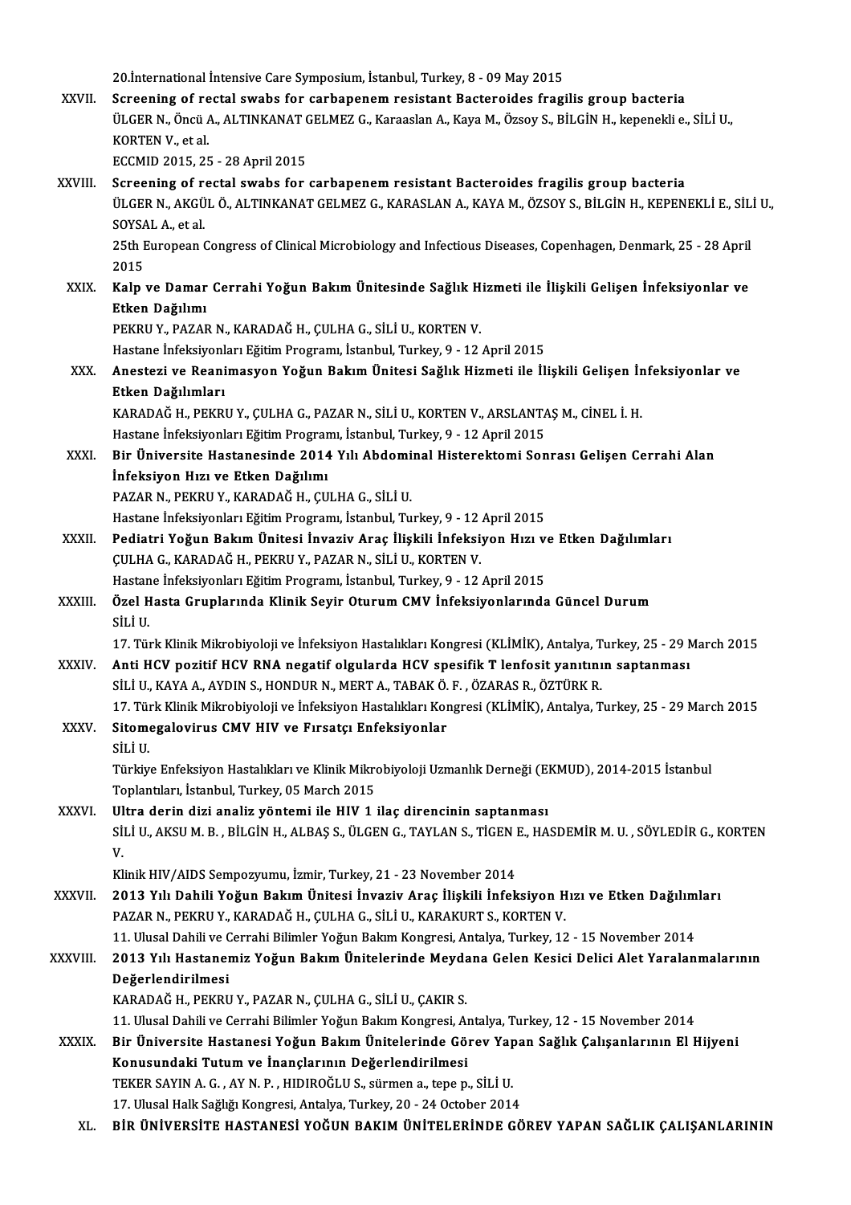20.İnternational İntensive Care Symposium, İstanbul, Turkey, 8 - 09 May 2015

XXVII. **Screening of rectal swabs for carbapenem resistant Bacteroides fragilis group bacteria**
ÜLGER N., Öncü A., ALTINKANAT GELMEZ G., Karaaslan A., Kaya M., Özsoy S., BİLGİN H., kepenekli e., SİLİ U., KORTEN V., et al.
ECCMID 2015, 25 - 28 April 2015

XXVIII. **Screening of rectal swabs for carbapenem resistant Bacteroides fragilis group bacteria**
ÜLGER N., AKGÜL Ö., ALTINKANAT GELMEZ G., KARASLAN A., KAYA M., ÖZSOY S., BİLGİN H., KEPENEKLİ E., SİLİ U., SOYSAL A., et al.
25th European Congress of Clinical Microbiology and Infectious Diseases, Copenhagen, Denmark, 25 - 28 April 2015

XXIX. **Kalp ve Damar Cerrahi Yoğun Bakım Ünitesinde Sağlık Hizmeti ile İlişkili Gelişen İnfeksiyonlar ve Etken Dağılımı**
PEKRU Y., PAZAR N., KARADAĞ H., ÇULHA G., SİLİ U., KORTEN V.
Hastane İnfeksiyonları Eğitim Programı, İstanbul, Turkey, 9 - 12 April 2015

XXX. **Anestezi ve Reanimasyon Yoğun Bakım Ünitesi Sağlık Hizmeti ile İlişkili Gelişen İnfeksiyonlar ve Etken Dağılımları**
KARADAĞ H., PEKRU Y., ÇULHA G., PAZAR N., SİLİ U., KORTEN V., ARSLANTAŞ M., CİNEL İ. H.
Hastane İnfeksiyonları Eğitim Programı, İstanbul, Turkey, 9 - 12 April 2015

XXXI. **Bir Üniversite Hastanesinde 2014 Yılı Abdominal Histerektomi Sonrası Gelişen Cerrahi Alan İnfeksiyon Hızı ve Etken Dağılımı**
PAZAR N., PEKRU Y., KARADAĞ H., ÇULHA G., SİLİ U.
Hastane İnfeksiyonları Eğitim Programı, İstanbul, Turkey, 9 - 12 April 2015

XXXII. **Pediatri Yoğun Bakım Ünitesi İnvaziv Araç İlişkili İnfeksiyon Hızı ve Etken Dağılımları**
ÇULHA G., KARADAĞ H., PEKRU Y., PAZAR N., SİLİ U., KORTEN V.
Hastane İnfeksiyonları Eğitim Programı, İstanbul, Turkey, 9 - 12 April 2015

XXXIII. **Özel Hasta Gruplarında Klinik Seyir Oturum CMV İnfeksiyonlarında Güncel Durum**
SİLİ U.
17. Türk Klinik Mikrobiyoloji ve İnfeksiyon Hastalıkları Kongresi (KLİMİK), Antalya, Turkey, 25 - 29 March 2015

XXXIV. **Anti HCV pozitif HCV RNA negatif olgularda HCV spesifik T lenfosit yanıtının saptanması**
SİLİ U., KAYA A., AYDIN S., HONDUR N., MERT A., TABAK Ö. F. , ÖZARAS R., ÖZTÜRK R.
17. Türk Klinik Mikrobiyoloji ve İnfeksiyon Hastalıkları Kongresi (KLİMİK), Antalya, Turkey, 25 - 29 March 2015

XXXV. **Sitomegalovirus CMV HIV ve Fırsatçı Enfeksiyonlar**
SİLİ U.
Türkiye Enfeksiyon Hastalıkları ve Klinik Mikrobiyoloji Uzmanlık Derneği (EKMUD), 2014-2015 İstanbul Toplantıları, İstanbul, Turkey, 05 March 2015

XXXVI. **Ultra derin dizi analiz yöntemi ile HIV 1 ilaç direncinin saptanması**
SİLİ U., AKSU M. B. , BİLGİN H., ALBAŞ S., ÜLGEN G., TAYLAN S., TİGEN E., HASDEMİR M. U. , SÖYLEDİR G., KORTEN V.
Klinik HIV/AIDS Sempozyumu, İzmir, Turkey, 21 - 23 November 2014

XXXVII. **2013 Yılı Dahili Yoğun Bakım Ünitesi İnvaziv Araç İlişkili İnfeksiyon Hızı ve Etken Dağılımları**
PAZAR N., PEKRU Y., KARADAĞ H., ÇULHA G., SİLİ U., KARAKURT S., KORTEN V.
11. Ulusal Dahili ve Cerrahi Bilimler Yoğun Bakım Kongresi, Antalya, Turkey, 12 - 15 November 2014

XXXVIII. **2013 Yılı Hastanemiz Yoğun Bakım Ünitelerinde Meydana Gelen Kesici Delici Alet Yaralanmalarının Değerlendirilmesi**
KARADAĞ H., PEKRU Y., PAZAR N., ÇULHA G., SİLİ U., ÇAKIR S.
11. Ulusal Dahili ve Cerrahi Bilimler Yoğun Bakım Kongresi, Antalya, Turkey, 12 - 15 November 2014

XXXIX. **Bir Üniversite Hastanesi Yoğun Bakım Ünitelerinde Görev Yapan Sağlık Çalışanlarının El Hijyeni Konusundaki Tutum ve İnançlarının Değerlendirilmesi**
TEKER SAYIN A. G. , AY N. P. , HIDIROĞLU S., sürmen a., tepe p., SİLİ U.
17. Ulusal Halk Sağlığı Kongresi, Antalya, Turkey, 20 - 24 October 2014

XL. **BİR ÜNİVERSİTE HASTANESİ YOĞUN BAKIM ÜNİTELERİNDE GÖREV YAPAN SAĞLIK ÇALIŞANLARININ**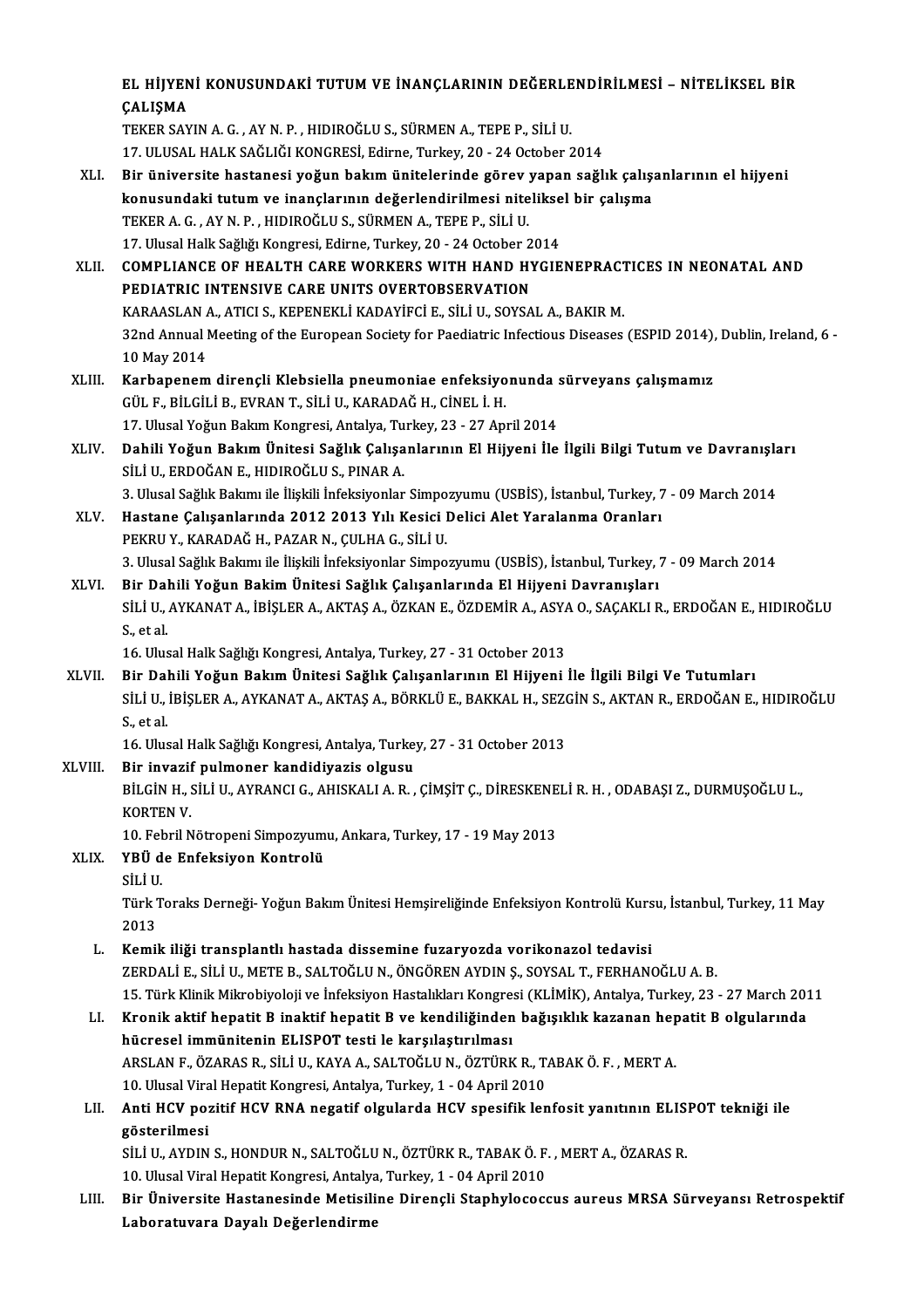EL HİJYENİ KONUSUNDAKİ TUTUM VE İNANÇLARININ DEĞERLENDİRİLMESİ – NİTELİKSEL BİR ÇALIŞMA
TEKER SAYIN A. G. , AY N. P. , HIDIROĞLU S., SÜRMEN A., TEPE P., SİLİ U.
17. ULUSAL HALK SAĞLIĞI KONGRESİ, Edirne, Turkey, 20 - 24 October 2014

XLI. **Bir üniversite hastanesi yoğun bakım ünitelerinde görev yapan sağlık çalışanlarının el hijyeni konusundaki tutum ve inançlarının değerlendirilmesi niteliksel bir çalışma**
TEKER A. G. , AY N. P. , HIDIROĞLU S., SÜRMEN A., TEPE P., SİLİ U.
17. Ulusal Halk Sağlığı Kongresi, Edirne, Turkey, 20 - 24 October 2014

XLII. **COMPLIANCE OF HEALTH CARE WORKERS WITH HAND HYGIENEPRACTICES IN NEONATAL AND PEDIATRIC INTENSIVE CARE UNITS OVERTOBSERVATION**
KARAASLAN A., ATICI S., KEPENEKLİ KADAYİFCİ E., SİLİ U., SOYSAL A., BAKIR M.
32nd Annual Meeting of the European Society for Paediatric Infectious Diseases (ESPID 2014), Dublin, Ireland, 6 - 10 May 2014

XLIII. **Karbapenem dirençli Klebsiella pneumoniae enfeksiyonunda sürveyans çalışmamız**
GÜL F., BİLGİLİ B., EVRAN T., SİLİ U., KARADAĞ H., CİNEL İ. H.
17. Ulusal Yoğun Bakım Kongresi, Antalya, Turkey, 23 - 27 April 2014

XLIV. **Dahili Yoğun Bakım Ünitesi Sağlık Çalışanlarının El Hijyeni İle İlgili Bilgi Tutum ve Davranışları**
SİLİ U., ERDOĞAN E., HIDIROĞLU S., PINAR A.
3. Ulusal Sağlık Bakımı ile İlişkili İnfeksiyonlar Simpozyumu (USBİS), İstanbul, Turkey, 7 - 09 March 2014

XLV. **Hastane Çalışanlarında 2012 2013 Yılı Kesici Delici Alet Yaralanma Oranları**
PEKRU Y., KARADAĞ H., PAZAR N., ÇULHA G., SİLİ U.
3. Ulusal Sağlık Bakımı ile İlişkili İnfeksiyonlar Simpozyumu (USBİS), İstanbul, Turkey, 7 - 09 March 2014

XLVI. **Bir Dahili Yoğun Bakim Ünitesi Sağlık Çalışanlarında El Hijyeni Davranışları**
SİLİ U., AYKANAT A., İBİŞLER A., AKTAŞ A., ÖZKAN E., ÖZDEMİR A., ASYA O., SAÇAKLI R., ERDOĞAN E., HIDIROĞLU S., et al.
16. Ulusal Halk Sağlığı Kongresi, Antalya, Turkey, 27 - 31 October 2013

XLVII. **Bir Dahili Yoğun Bakım Ünitesi Sağlık Çalışanlarının El Hijyeni İle İlgili Bilgi Ve Tutumları**
SİLİ U., İBİŞLER A., AYKANAT A., AKTAŞ A., BÖRKLÜ E., BAKKAL H., SEZGİN S., AKTAN R., ERDOĞAN E., HIDIROĞLU S., et al.
16. Ulusal Halk Sağlığı Kongresi, Antalya, Turkey, 27 - 31 October 2013

XLVIII. **Bir invazif pulmoner kandidiyazis olgusu**
BİLGİN H., SİLİ U., AYRANCI G., AHISKALI A. R. , ÇİMŞİT Ç., DİRESKENELİ R. H. , ODABAŞI Z., DURMUŞOĞLU L., KORTEN V.
10. Febril Nötropeni Simpozyumu, Ankara, Turkey, 17 - 19 May 2013

XLIX. **YBÜ de Enfeksiyon Kontrolü**
SİLİ U.
Türk Toraks Derneği- Yoğun Bakım Ünitesi Hemşireliğinde Enfeksiyon Kontrolü Kursu, İstanbul, Turkey, 11 May 2013

L. **Kemik iliği transplantlı hastada dissemine fuzaryozda vorikonazol tedavisi**
ZERDALİ E., SİLİ U., METE B., SALTOĞLU N., ÖNGÖREN AYDIN Ş., SOYSAL T., FERHANOĞLU A. B.
15. Türk Klinik Mikrobiyoloji ve İnfeksiyon Hastalıkları Kongresi (KLİMİK), Antalya, Turkey, 23 - 27 March 2011

LI. **Kronik aktif hepatit B inaktif hepatit B ve kendiliğinden bağışıklık kazanan hepatit B olgularında hücresel immünitenin ELISPOT testi le karşılaştırılması**
ARSLAN F., ÖZARAS R., SİLİ U., KAYA A., SALTOĞLU N., ÖZTÜRK R., TABAK Ö. F. , MERT A.
10. Ulusal Viral Hepatit Kongresi, Antalya, Turkey, 1 - 04 April 2010

LII. **Anti HCV pozitif HCV RNA negatif olgularda HCV spesifik lenfosit yanıtının ELISPOT tekniği ile gösterilmesi**
SİLİ U., AYDIN S., HONDUR N., SALTOĞLU N., ÖZTÜRK R., TABAK Ö. F. , MERT A., ÖZARAS R.
10. Ulusal Viral Hepatit Kongresi, Antalya, Turkey, 1 - 04 April 2010

LIII. **Bir Üniversite Hastanesinde Metisiline Dirençli Staphylococcus aureus MRSA Sürveyansı Retrospektif Laboratuvara Dayalı Değerlendirme**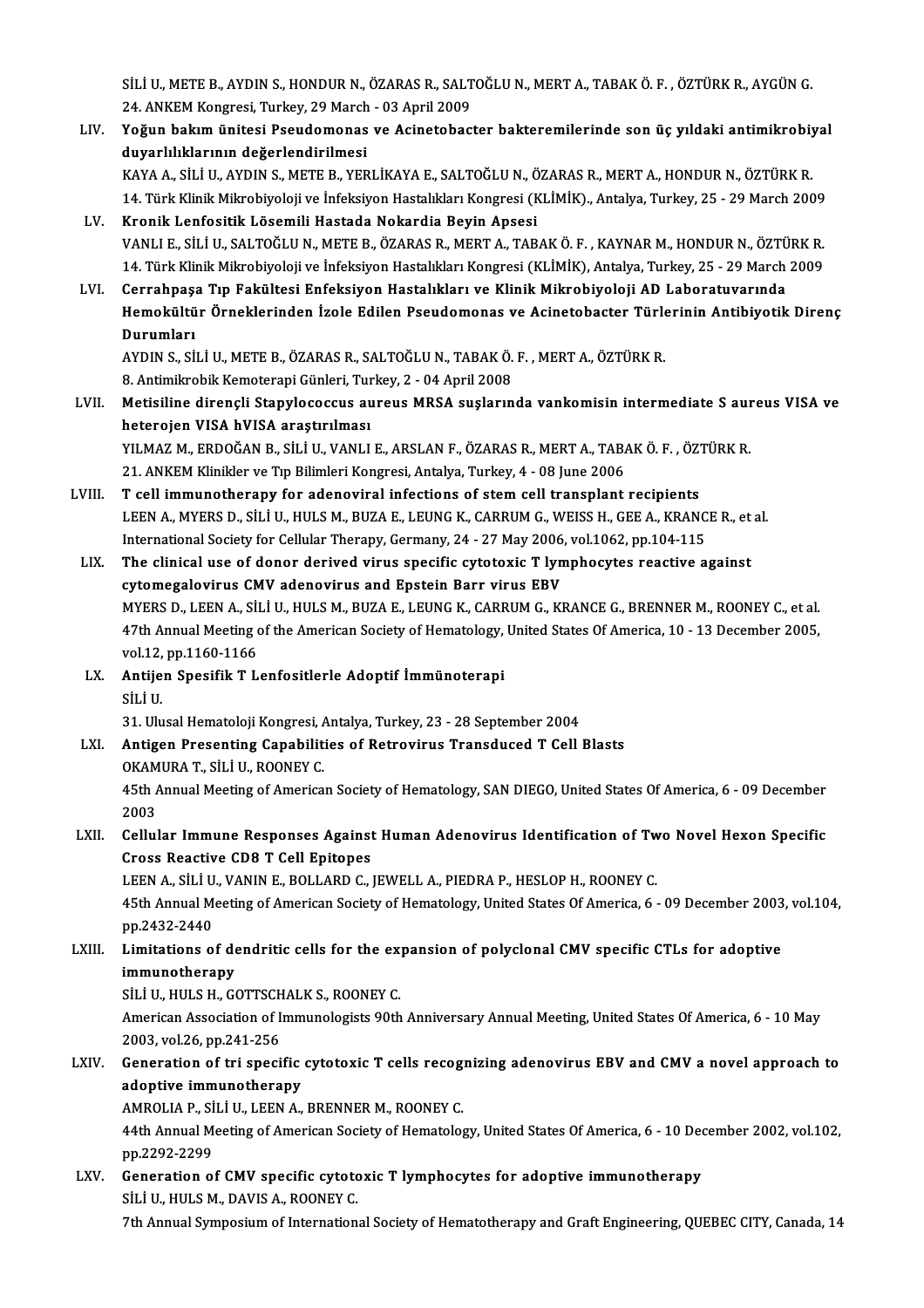SİLİ U., METE B., AYDIN S., HONDUR N., ÖZARAS R., SALTOĞLU N., MERT A., TABAK Ö. F. , ÖZTÜRK R., AYGÜN G.
24. ANKEM Kongresi, Turkey, 29 March - 03 April 2009

LIV. **Yoğun bakım ünitesi Pseudomonas ve Acinetobacter bakteremilerinde son üç yıldaki antimikrobiyal duyarlılıklarının değerlendirilmesi**
KAYA A., SİLİ U., AYDIN S., METE B., YERLİKAYA E., SALTOĞLU N., ÖZARAS R., MERT A., HONDUR N., ÖZTÜRK R.
14. Türk Klinik Mikrobiyoloji ve İnfeksiyon Hastalıkları Kongresi (KLİMİK)., Antalya, Turkey, 25 - 29 March 2009

LV. **Kronik Lenfositik Lösemili Hastada Nokardia Beyin Apsesi**
VANLI E., SİLİ U., SALTOĞLU N., METE B., ÖZARAS R., MERT A., TABAK Ö. F. , KAYNAR M., HONDUR N., ÖZTÜRK R.
14. Türk Klinik Mikrobiyoloji ve İnfeksiyon Hastalıkları Kongresi (KLİMİK), Antalya, Turkey, 25 - 29 March 2009

LVI. **Cerrahpaşa Tıp Fakültesi Enfeksiyon Hastalıkları ve Klinik Mikrobiyoloji AD Laboratuvarında Hemokültür Örneklerinden İzole Edilen Pseudomonas ve Acinetobacter Türlerinin Antibiyotik Direnç Durumları**
AYDIN S., SİLİ U., METE B., ÖZARAS R., SALTOĞLU N., TABAK Ö. F. , MERT A., ÖZTÜRK R.
8. Antimikrobik Kemoterapi Günleri, Turkey, 2 - 04 April 2008

LVII. **Metisiline dirençli Stapylococcus aureus MRSA suşlarında vankomisin intermediate S aureus VISA ve heterojen VISA hVISA araştırılması**
YILMAZ M., ERDOĞAN B., SİLİ U., VANLI E., ARSLAN F., ÖZARAS R., MERT A., TABAK Ö. F. , ÖZTÜRK R.
21. ANKEM Klinikler ve Tıp Bilimleri Kongresi, Antalya, Turkey, 4 - 08 June 2006

LVIII. **T cell immunotherapy for adenoviral infections of stem cell transplant recipients**
LEEN A., MYERS D., SİLİ U., HULS M., BUZA E., LEUNG K., CARRUM G., WEISS H., GEE A., KRANCE R., et al.
International Society for Cellular Therapy, Germany, 24 - 27 May 2006, vol.1062, pp.104-115

LIX. **The clinical use of donor derived virus specific cytotoxic T lymphocytes reactive against cytomegalovirus CMV adenovirus and Epstein Barr virus EBV**
MYERS D., LEEN A., SİLİ U., HULS M., BUZA E., LEUNG K., CARRUM G., KRANCE G., BRENNER M., ROONEY C., et al.
47th Annual Meeting of the American Society of Hematology, United States Of America, 10 - 13 December 2005, vol.12, pp.1160-1166

LX. **Antijen Spesifik T Lenfositlerle Adoptif İmmünoterapi**
SİLİ U.
31. Ulusal Hematoloji Kongresi, Antalya, Turkey, 23 - 28 September 2004

LXI. **Antigen Presenting Capabilities of Retrovirus Transduced T Cell Blasts**
OKAMURA T., SİLİ U., ROONEY C.
45th Annual Meeting of American Society of Hematology, SAN DIEGO, United States Of America, 6 - 09 December 2003

LXII. **Cellular Immune Responses Against Human Adenovirus Identification of Two Novel Hexon Specific Cross Reactive CD8 T Cell Epitopes**
LEEN A., SİLİ U., VANIN E., BOLLARD C., JEWELL A., PIEDRA P., HESLOP H., ROONEY C.
45th Annual Meeting of American Society of Hematology, United States Of America, 6 - 09 December 2003, vol.104, pp.2432-2440

LXIII. **Limitations of dendritic cells for the expansion of polyclonal CMV specific CTLs for adoptive immunotherapy**
SİLİ U., HULS H., GOTTSCHALK S., ROONEY C.
American Association of Immunologists 90th Anniversary Annual Meeting, United States Of America, 6 - 10 May 2003, vol.26, pp.241-256

LXIV. **Generation of tri specific cytotoxic T cells recognizing adenovirus EBV and CMV a novel approach to adoptive immunotherapy**
AMROLIA P., SİLİ U., LEEN A., BRENNER M., ROONEY C.
44th Annual Meeting of American Society of Hematology, United States Of America, 6 - 10 December 2002, vol.102, pp.2292-2299

LXV. **Generation of CMV specific cytotoxic T lymphocytes for adoptive immunotherapy**
SİLİ U., HULS M., DAVIS A., ROONEY C.
7th Annual Symposium of International Society of Hematotherapy and Graft Engineering, QUEBEC CITY, Canada, 14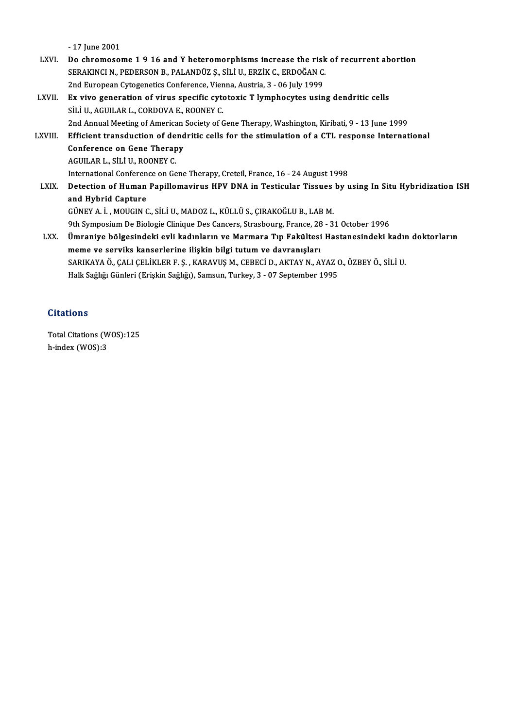- 17 June 2001

LXVI. **Do chromosome 1 9 16 and Y heteromorphisms increase the risk of recurrent abortion**
SERAKINCI N., PEDERSON B., PALANDÜZ Ş., SİLİ U., ERZİK C., ERDOĞAN C.
2nd European Cytogenetics Conference, Vienna, Austria, 3 - 06 July 1999

LXVII. **Ex vivo generation of virus specific cytotoxic T lymphocytes using dendritic cells**
SİLİ U., AGUILAR L., CORDOVA E., ROONEY C.
2nd Annual Meeting of American Society of Gene Therapy, Washington, Kiribati, 9 - 13 June 1999

LXVIII. **Efficient transduction of dendritic cells for the stimulation of a CTL response International Conference on Gene Therapy**
AGUILAR L., SİLİ U., ROONEY C.
International Conference on Gene Therapy, Creteil, France, 16 - 24 August 1998

LXIX. **Detection of Human Papillomavirus HPV DNA in Testicular Tissues by using In Situ Hybridization ISH and Hybrid Capture**
GÜNEY A. İ. , MOUGIN C., SİLİ U., MADOZ L., KÜLLÜ S., ÇIRAKOĞLU B., LAB M.
9th Symposium De Biologie Clinique Des Cancers, Strasbourg, France, 28 - 31 October 1996

LXX. **Ümraniye bölgesindeki evli kadınların ve Marmara Tıp Fakültesi Hastanesindeki kadın doktorların meme ve serviks kanserlerine ilişkin bilgi tutum ve davranışları**
SARIKAYA Ö., ÇALI ÇELİKLER F. Ş. , KARAVUŞ M., CEBECİ D., AKTAY N., AYAZ O., ÖZBEY Ö., SİLİ U.
Halk Sağlığı Günleri (Erişkin Sağlığı), Samsun, Turkey, 3 - 07 September 1995

## Citations

Total Citations (WOS):125
h-index (WOS):3